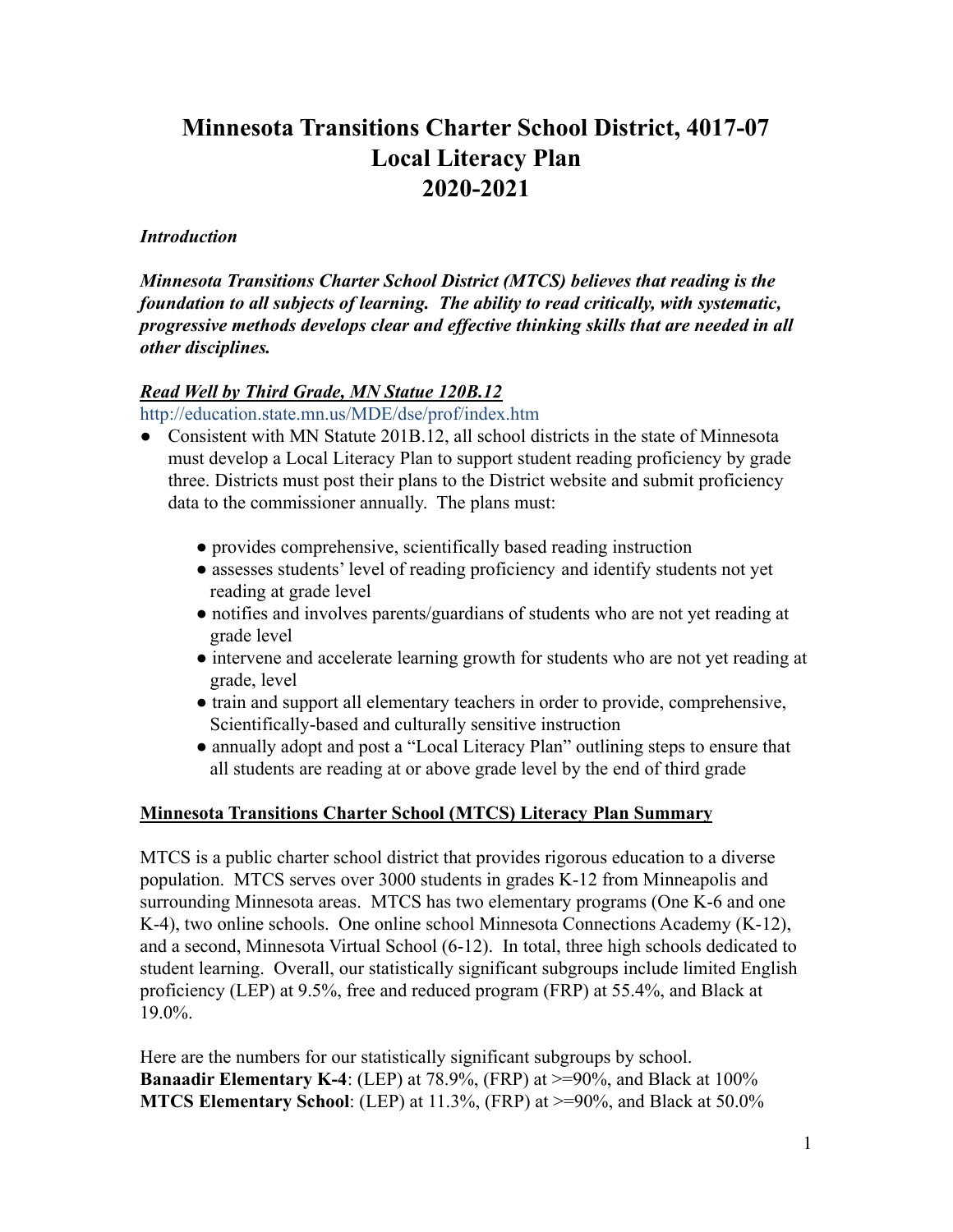# Minnesota Transitions Charter School District, 4017-07
# Local Literacy Plan
# 2020-2021

***Introduction***

***Minnesota Transitions Charter School District (MTCS) believes that reading is the foundation to all subjects of learning. The ability to read critically, with systematic, progressive methods develops clear and effective thinking skills that are needed in all other disciplines.***

***Read Well by Third Grade, MN Statue 120B.12***

http://education.state.mn.us/MDE/dse/prof/index.htm

- Consistent with MN Statute 201B.12, all school districts in the state of Minnesota must develop a Local Literacy Plan to support student reading proficiency by grade three. Districts must post their plans to the District website and submit proficiency data to the commissioner annually. The plans must:
    - provides comprehensive, scientifically based reading instruction
    - assesses students' level of reading proficiency and identify students not yet reading at grade level
    - notifies and involves parents/guardians of students who are not yet reading at grade level
    - intervene and accelerate learning growth for students who are not yet reading at grade, level
    - train and support all elementary teachers in order to provide, comprehensive, Scientifically-based and culturally sensitive instruction
    - annually adopt and post a "Local Literacy Plan" outlining steps to ensure that all students are reading at or above grade level by the end of third grade

**Minnesota Transitions Charter School (MTCS) Literacy Plan Summary**

MTCS is a public charter school district that provides rigorous education to a diverse population. MTCS serves over 3000 students in grades K-12 from Minneapolis and surrounding Minnesota areas. MTCS has two elementary programs (One K-6 and one K-4), two online schools. One online school Minnesota Connections Academy (K-12), and a second, Minnesota Virtual School (6-12). In total, three high schools dedicated to student learning. Overall, our statistically significant subgroups include limited English proficiency (LEP) at 9.5%, free and reduced program (FRP) at 55.4%, and Black at 19.0%.

Here are the numbers for our statistically significant subgroups by school.
**Banaadir Elementary K-4**: (LEP) at 78.9%, (FRP) at >=90%, and Black at 100%
**MTCS Elementary School**: (LEP) at 11.3%, (FRP) at >=90%, and Black at 50.0%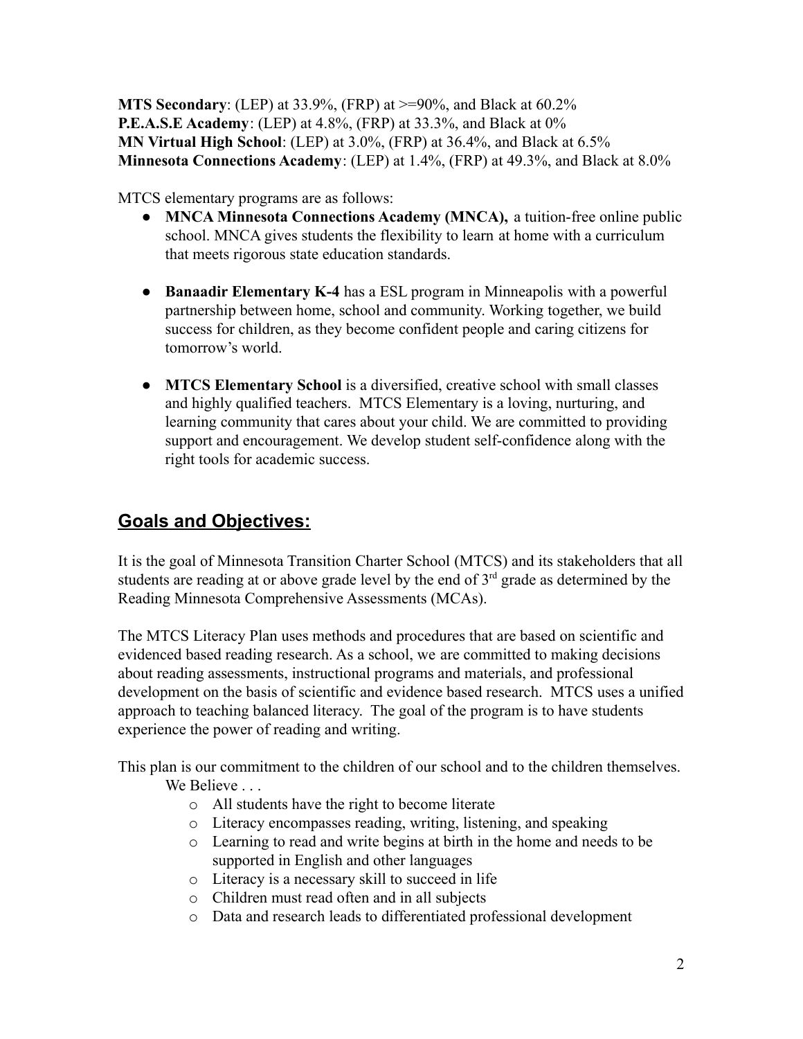**MTS Secondary**: (LEP) at 33.9%, (FRP) at >=90%, and Black at 60.2%
**P.E.A.S.E Academy**: (LEP) at 4.8%, (FRP) at 33.3%, and Black at 0%
**MN Virtual High School**: (LEP) at 3.0%, (FRP) at 36.4%, and Black at 6.5%
**Minnesota Connections Academy**: (LEP) at 1.4%, (FRP) at 49.3%, and Black at 8.0%

MTCS elementary programs are as follows:

- **MNCA Minnesota Connections Academy (MNCA),** a tuition-free online public school. MNCA gives students the flexibility to learn at home with a curriculum that meets rigorous state education standards.

- **Banaadir Elementary K-4** has a ESL program in Minneapolis with a powerful partnership between home, school and community. Working together, we build success for children, as they become confident people and caring citizens for tomorrow's world.

- **MTCS Elementary School** is a diversified, creative school with small classes and highly qualified teachers. MTCS Elementary is a loving, nurturing, and learning community that cares about your child. We are committed to providing support and encouragement. We develop student self-confidence along with the right tools for academic success.

## Goals and Objectives:

It is the goal of Minnesota Transition Charter School (MTCS) and its stakeholders that all students are reading at or above grade level by the end of 3rd grade as determined by the Reading Minnesota Comprehensive Assessments (MCAs).

The MTCS Literacy Plan uses methods and procedures that are based on scientific and evidenced based reading research. As a school, we are committed to making decisions about reading assessments, instructional programs and materials, and professional development on the basis of scientific and evidence based research. MTCS uses a unified approach to teaching balanced literacy. The goal of the program is to have students experience the power of reading and writing.

This plan is our commitment to the children of our school and to the children themselves.

We Believe . . .

- All students have the right to become literate
- Literacy encompasses reading, writing, listening, and speaking
- Learning to read and write begins at birth in the home and needs to be supported in English and other languages
- Literacy is a necessary skill to succeed in life
- Children must read often and in all subjects
- Data and research leads to differentiated professional development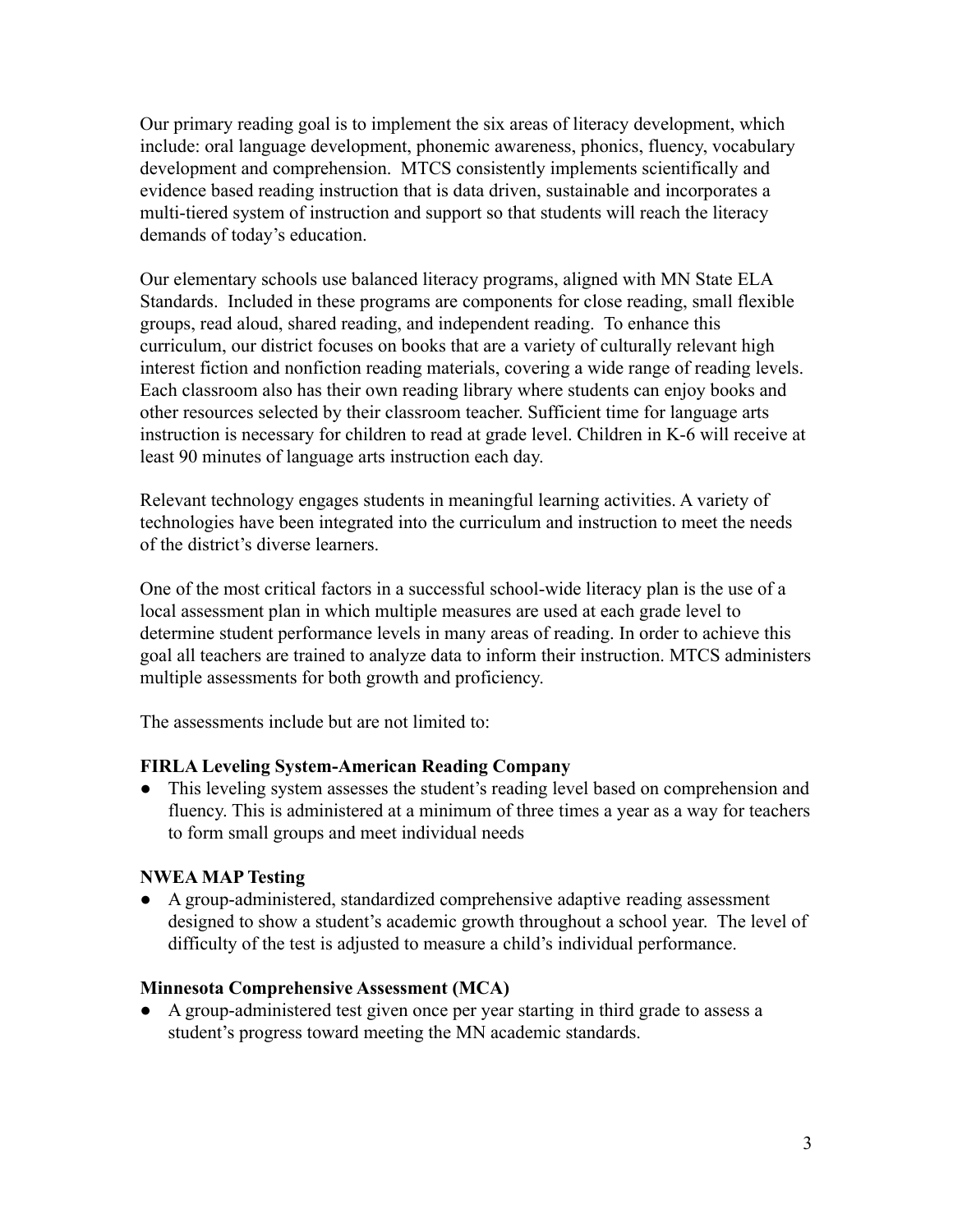Our primary reading goal is to implement the six areas of literacy development, which include: oral language development, phonemic awareness, phonics, fluency, vocabulary development and comprehension. MTCS consistently implements scientifically and evidence based reading instruction that is data driven, sustainable and incorporates a multi-tiered system of instruction and support so that students will reach the literacy demands of today's education.

Our elementary schools use balanced literacy programs, aligned with MN State ELA Standards. Included in these programs are components for close reading, small flexible groups, read aloud, shared reading, and independent reading. To enhance this curriculum, our district focuses on books that are a variety of culturally relevant high interest fiction and nonfiction reading materials, covering a wide range of reading levels. Each classroom also has their own reading library where students can enjoy books and other resources selected by their classroom teacher. Sufficient time for language arts instruction is necessary for children to read at grade level. Children in K-6 will receive at least 90 minutes of language arts instruction each day.

Relevant technology engages students in meaningful learning activities. A variety of technologies have been integrated into the curriculum and instruction to meet the needs of the district's diverse learners.

One of the most critical factors in a successful school-wide literacy plan is the use of a local assessment plan in which multiple measures are used at each grade level to determine student performance levels in many areas of reading. In order to achieve this goal all teachers are trained to analyze data to inform their instruction. MTCS administers multiple assessments for both growth and proficiency.

The assessments include but are not limited to:

**FIRLA Leveling System-American Reading Company**

- This leveling system assesses the student's reading level based on comprehension and fluency. This is administered at a minimum of three times a year as a way for teachers to form small groups and meet individual needs

**NWEA MAP Testing**

- A group-administered, standardized comprehensive adaptive reading assessment designed to show a student's academic growth throughout a school year. The level of difficulty of the test is adjusted to measure a child's individual performance.

**Minnesota Comprehensive Assessment (MCA)**

- A group-administered test given once per year starting in third grade to assess a student's progress toward meeting the MN academic standards.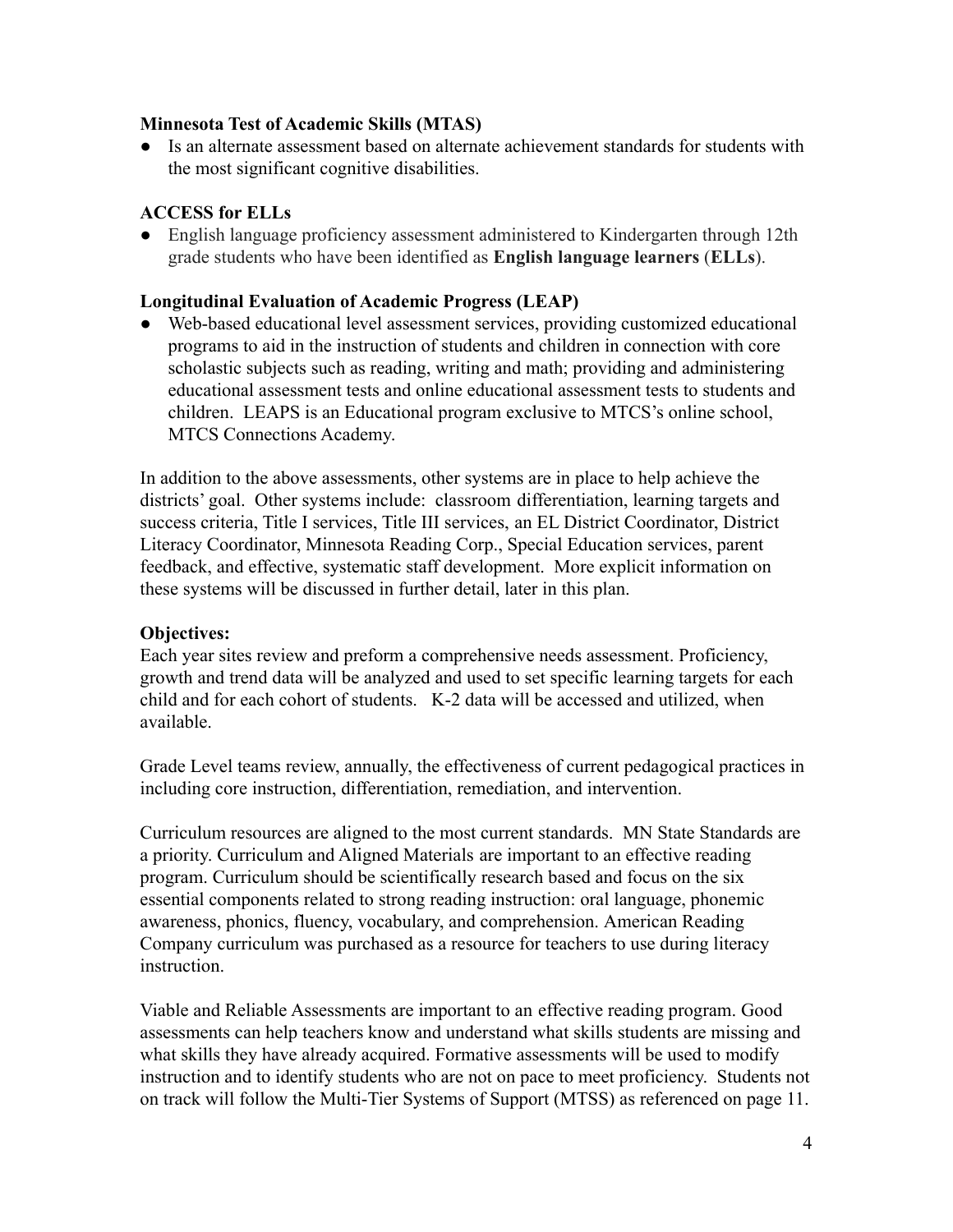**Minnesota Test of Academic Skills (MTAS)**

- Is an alternate assessment based on alternate achievement standards for students with the most significant cognitive disabilities.

**ACCESS for ELLs**

- English language proficiency assessment administered to Kindergarten through 12th grade students who have been identified as **English language learners** (**ELLs**).

**Longitudinal Evaluation of Academic Progress (LEAP)**

- Web-based educational level assessment services, providing customized educational programs to aid in the instruction of students and children in connection with core scholastic subjects such as reading, writing and math; providing and administering educational assessment tests and online educational assessment tests to students and children. LEAPS is an Educational program exclusive to MTCS's online school, MTCS Connections Academy.

In addition to the above assessments, other systems are in place to help achieve the districts' goal. Other systems include: classroom differentiation, learning targets and success criteria, Title I services, Title III services, an EL District Coordinator, District Literacy Coordinator, Minnesota Reading Corp., Special Education services, parent feedback, and effective, systematic staff development. More explicit information on these systems will be discussed in further detail, later in this plan.

**Objectives:**

Each year sites review and preform a comprehensive needs assessment. Proficiency, growth and trend data will be analyzed and used to set specific learning targets for each child and for each cohort of students. K-2 data will be accessed and utilized, when available.

Grade Level teams review, annually, the effectiveness of current pedagogical practices in including core instruction, differentiation, remediation, and intervention.

Curriculum resources are aligned to the most current standards. MN State Standards are a priority. Curriculum and Aligned Materials are important to an effective reading program. Curriculum should be scientifically research based and focus on the six essential components related to strong reading instruction: oral language, phonemic awareness, phonics, fluency, vocabulary, and comprehension. American Reading Company curriculum was purchased as a resource for teachers to use during literacy instruction.

Viable and Reliable Assessments are important to an effective reading program. Good assessments can help teachers know and understand what skills students are missing and what skills they have already acquired. Formative assessments will be used to modify instruction and to identify students who are not on pace to meet proficiency. Students not on track will follow the Multi-Tier Systems of Support (MTSS) as referenced on page 11.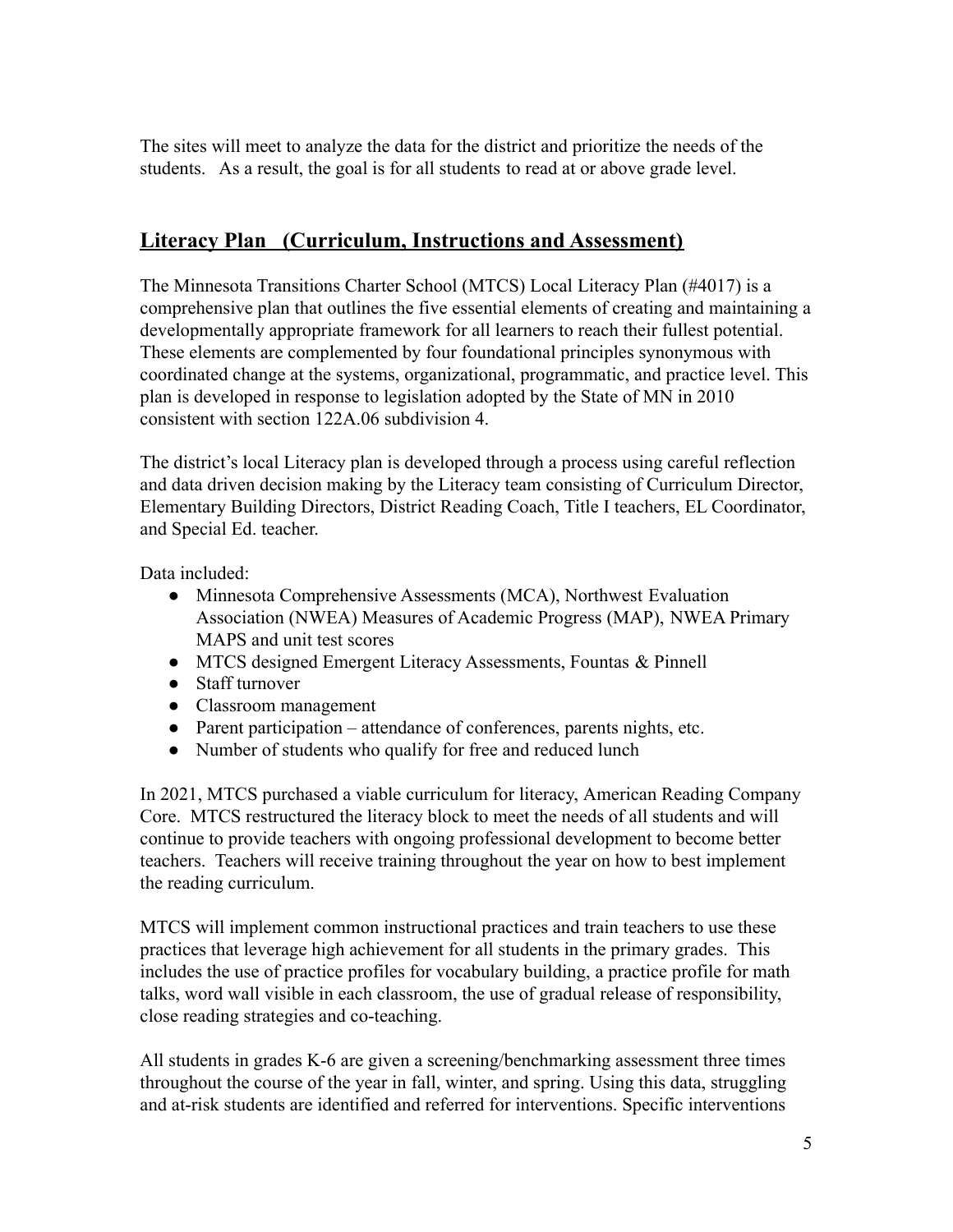The sites will meet to analyze the data for the district and prioritize the needs of the students. As a result, the goal is for all students to read at or above grade level.

## Literacy Plan (Curriculum, Instructions and Assessment)

The Minnesota Transitions Charter School (MTCS) Local Literacy Plan (#4017) is a comprehensive plan that outlines the five essential elements of creating and maintaining a developmentally appropriate framework for all learners to reach their fullest potential. These elements are complemented by four foundational principles synonymous with coordinated change at the systems, organizational, programmatic, and practice level. This plan is developed in response to legislation adopted by the State of MN in 2010 consistent with section 122A.06 subdivision 4.

The district's local Literacy plan is developed through a process using careful reflection and data driven decision making by the Literacy team consisting of Curriculum Director, Elementary Building Directors, District Reading Coach, Title I teachers, EL Coordinator, and Special Ed. teacher.

Data included:

- Minnesota Comprehensive Assessments (MCA), Northwest Evaluation Association (NWEA) Measures of Academic Progress (MAP), NWEA Primary MAPS and unit test scores
- MTCS designed Emergent Literacy Assessments, Fountas & Pinnell
- Staff turnover
- Classroom management
- Parent participation – attendance of conferences, parents nights, etc.
- Number of students who qualify for free and reduced lunch

In 2021, MTCS purchased a viable curriculum for literacy, American Reading Company Core. MTCS restructured the literacy block to meet the needs of all students and will continue to provide teachers with ongoing professional development to become better teachers. Teachers will receive training throughout the year on how to best implement the reading curriculum.

MTCS will implement common instructional practices and train teachers to use these practices that leverage high achievement for all students in the primary grades. This includes the use of practice profiles for vocabulary building, a practice profile for math talks, word wall visible in each classroom, the use of gradual release of responsibility, close reading strategies and co-teaching.

All students in grades K-6 are given a screening/benchmarking assessment three times throughout the course of the year in fall, winter, and spring. Using this data, struggling and at-risk students are identified and referred for interventions. Specific interventions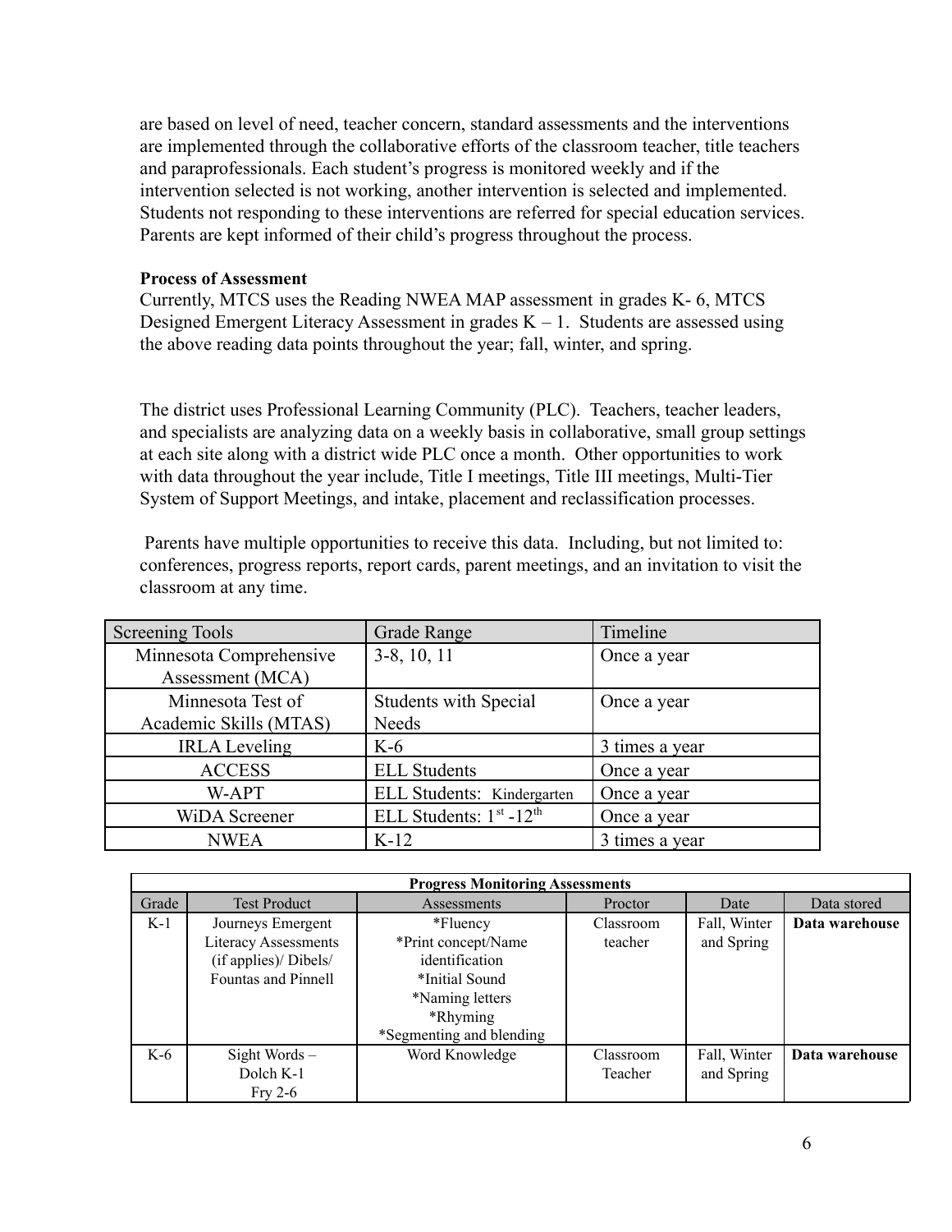are based on level of need, teacher concern, standard assessments and the interventions are implemented through the collaborative efforts of the classroom teacher, title teachers and paraprofessionals. Each student's progress is monitored weekly and if the intervention selected is not working, another intervention is selected and implemented. Students not responding to these interventions are referred for special education services. Parents are kept informed of their child's progress throughout the process.

**Process of Assessment**

Currently, MTCS uses the Reading NWEA MAP assessment in grades K- 6, MTCS Designed Emergent Literacy Assessment in grades K – 1. Students are assessed using the above reading data points throughout the year; fall, winter, and spring.

The district uses Professional Learning Community (PLC). Teachers, teacher leaders, and specialists are analyzing data on a weekly basis in collaborative, small group settings at each site along with a district wide PLC once a month. Other opportunities to work with data throughout the year include, Title I meetings, Title III meetings, Multi-Tier System of Support Meetings, and intake, placement and reclassification processes.

Parents have multiple opportunities to receive this data. Including, but not limited to: conferences, progress reports, report cards, parent meetings, and an invitation to visit the classroom at any time.

| Screening Tools | Grade Range | Timeline |
|---|---|---|
| Minnesota Comprehensive Assessment (MCA) | 3-8, 10, 11 | Once a year |
| Minnesota Test of Academic Skills (MTAS) | Students with Special Needs | Once a year |
| IRLA Leveling | K-6 | 3 times a year |
| ACCESS | ELL Students | Once a year |
| W-APT | ELL Students: Kindergarten | Once a year |
| WiDA Screener | ELL Students: 1st -12th | Once a year |
| NWEA | K-12 | 3 times a year |

| Progress Monitoring Assessments | | | | | |
|---|---|---|---|---|---|
| Grade | Test Product | Assessments | Proctor | Date | Data stored |
| K-1 | Journeys Emergent Literacy Assessments (if applies)/ Dibels/ Fountas and Pinnell | *Fluency<br>*Print concept/Name identification<br>*Initial Sound<br>*Naming letters<br>*Rhyming<br>*Segmenting and blending | Classroom teacher | Fall, Winter and Spring | **Data warehouse** |
| K-6 | Sight Words – Dolch K-1 Fry 2-6 | Word Knowledge | Classroom Teacher | Fall, Winter and Spring | **Data warehouse** |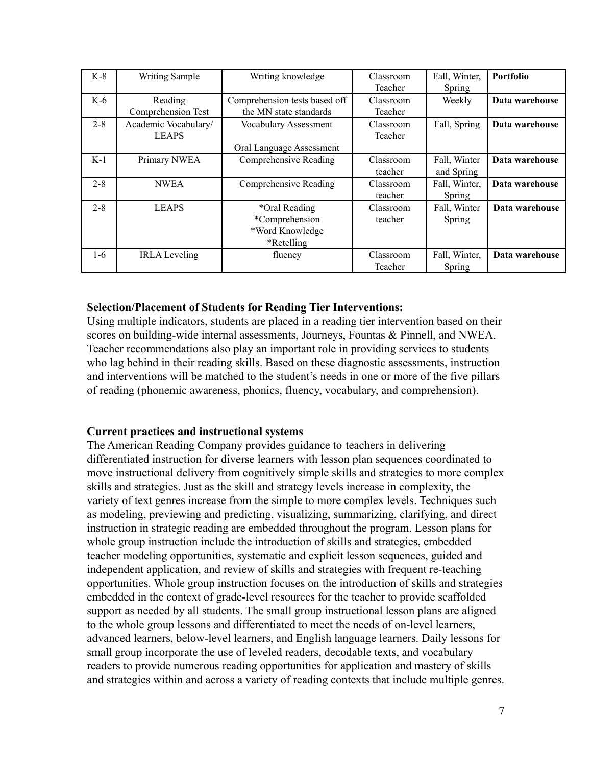| K-8 | Writing Sample | Writing knowledge | Classroom Teacher | Fall, Winter, Spring | **Portfolio** |
|---|---|---|---|---|---|
| K-6 | Reading Comprehension Test | Comprehension tests based off the MN state standards | Classroom Teacher | Weekly | **Data warehouse** |
| 2-8 | Academic Vocabulary/ LEAPS | Vocabulary Assessment<br><br>Oral Language Assessment | Classroom Teacher | Fall, Spring | **Data warehouse** |
| K-1 | Primary NWEA | Comprehensive Reading | Classroom teacher | Fall, Winter and Spring | **Data warehouse** |
| 2-8 | NWEA | Comprehensive Reading | Classroom teacher | Fall, Winter, Spring | **Data warehouse** |
| 2-8 | LEAPS | *Oral Reading<br>*Comprehension<br>*Word Knowledge<br>*Retelling | Classroom teacher | Fall, Winter Spring | **Data warehouse** |
| 1-6 | IRLA Leveling | fluency | Classroom Teacher | Fall, Winter, Spring | **Data warehouse** |

**Selection/Placement of Students for Reading Tier Interventions:**

Using multiple indicators, students are placed in a reading tier intervention based on their scores on building-wide internal assessments, Journeys, Fountas & Pinnell, and NWEA. Teacher recommendations also play an important role in providing services to students who lag behind in their reading skills. Based on these diagnostic assessments, instruction and interventions will be matched to the student's needs in one or more of the five pillars of reading (phonemic awareness, phonics, fluency, vocabulary, and comprehension).

**Current practices and instructional systems**

The American Reading Company provides guidance to teachers in delivering differentiated instruction for diverse learners with lesson plan sequences coordinated to move instructional delivery from cognitively simple skills and strategies to more complex skills and strategies. Just as the skill and strategy levels increase in complexity, the variety of text genres increase from the simple to more complex levels. Techniques such as modeling, previewing and predicting, visualizing, summarizing, clarifying, and direct instruction in strategic reading are embedded throughout the program. Lesson plans for whole group instruction include the introduction of skills and strategies, embedded teacher modeling opportunities, systematic and explicit lesson sequences, guided and independent application, and review of skills and strategies with frequent re-teaching opportunities. Whole group instruction focuses on the introduction of skills and strategies embedded in the context of grade-level resources for the teacher to provide scaffolded support as needed by all students. The small group instructional lesson plans are aligned to the whole group lessons and differentiated to meet the needs of on-level learners, advanced learners, below-level learners, and English language learners. Daily lessons for small group incorporate the use of leveled readers, decodable texts, and vocabulary readers to provide numerous reading opportunities for application and mastery of skills and strategies within and across a variety of reading contexts that include multiple genres.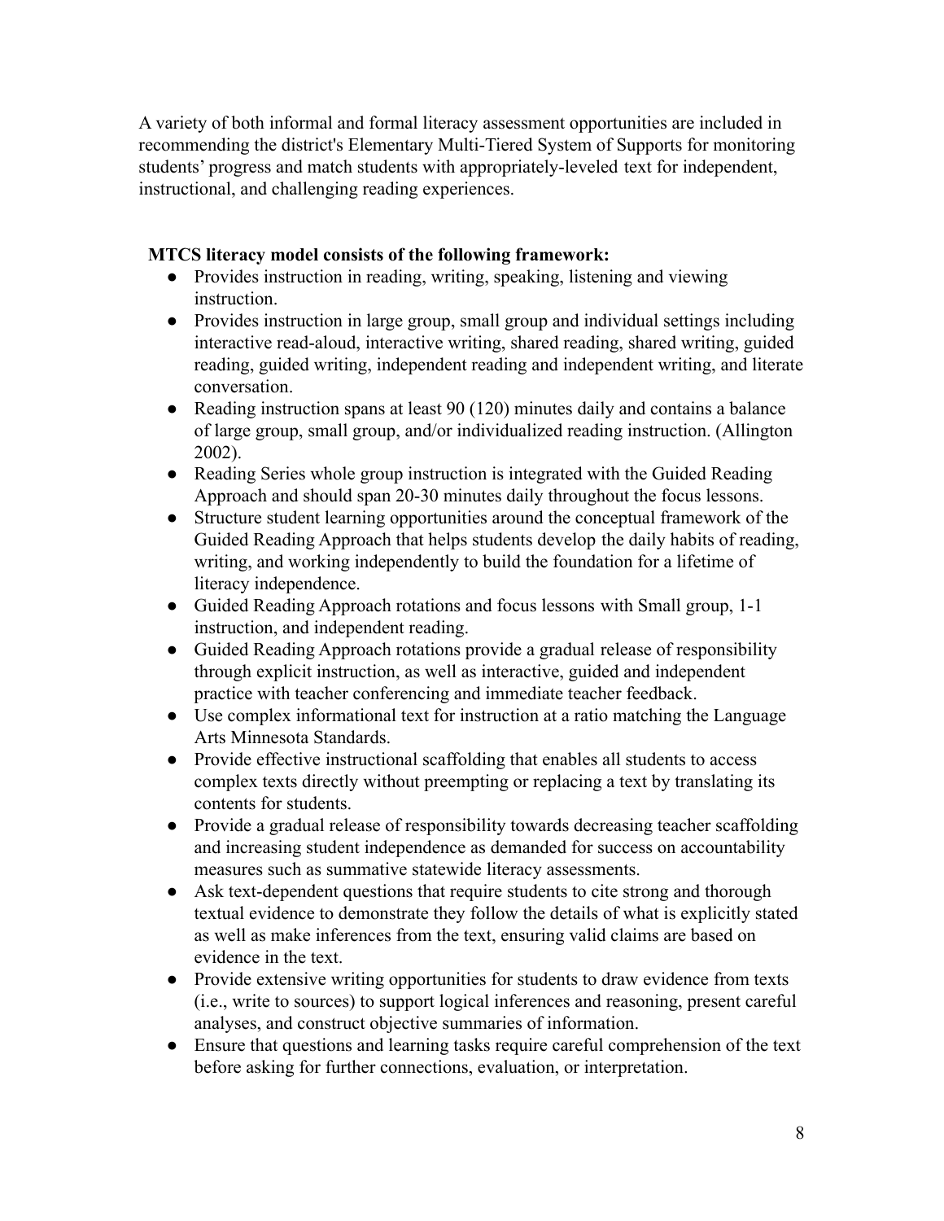A variety of both informal and formal literacy assessment opportunities are included in recommending the district's Elementary Multi-Tiered System of Supports for monitoring students' progress and match students with appropriately-leveled text for independent, instructional, and challenging reading experiences.

**MTCS literacy model consists of the following framework:**

- Provides instruction in reading, writing, speaking, listening and viewing instruction.
- Provides instruction in large group, small group and individual settings including interactive read-aloud, interactive writing, shared reading, shared writing, guided reading, guided writing, independent reading and independent writing, and literate conversation.
- Reading instruction spans at least 90 (120) minutes daily and contains a balance of large group, small group, and/or individualized reading instruction. (Allington 2002).
- Reading Series whole group instruction is integrated with the Guided Reading Approach and should span 20-30 minutes daily throughout the focus lessons.
- Structure student learning opportunities around the conceptual framework of the Guided Reading Approach that helps students develop the daily habits of reading, writing, and working independently to build the foundation for a lifetime of literacy independence.
- Guided Reading Approach rotations and focus lessons with Small group, 1-1 instruction, and independent reading.
- Guided Reading Approach rotations provide a gradual release of responsibility through explicit instruction, as well as interactive, guided and independent practice with teacher conferencing and immediate teacher feedback.
- Use complex informational text for instruction at a ratio matching the Language Arts Minnesota Standards.
- Provide effective instructional scaffolding that enables all students to access complex texts directly without preempting or replacing a text by translating its contents for students.
- Provide a gradual release of responsibility towards decreasing teacher scaffolding and increasing student independence as demanded for success on accountability measures such as summative statewide literacy assessments.
- Ask text-dependent questions that require students to cite strong and thorough textual evidence to demonstrate they follow the details of what is explicitly stated as well as make inferences from the text, ensuring valid claims are based on evidence in the text.
- Provide extensive writing opportunities for students to draw evidence from texts (i.e., write to sources) to support logical inferences and reasoning, present careful analyses, and construct objective summaries of information.
- Ensure that questions and learning tasks require careful comprehension of the text before asking for further connections, evaluation, or interpretation.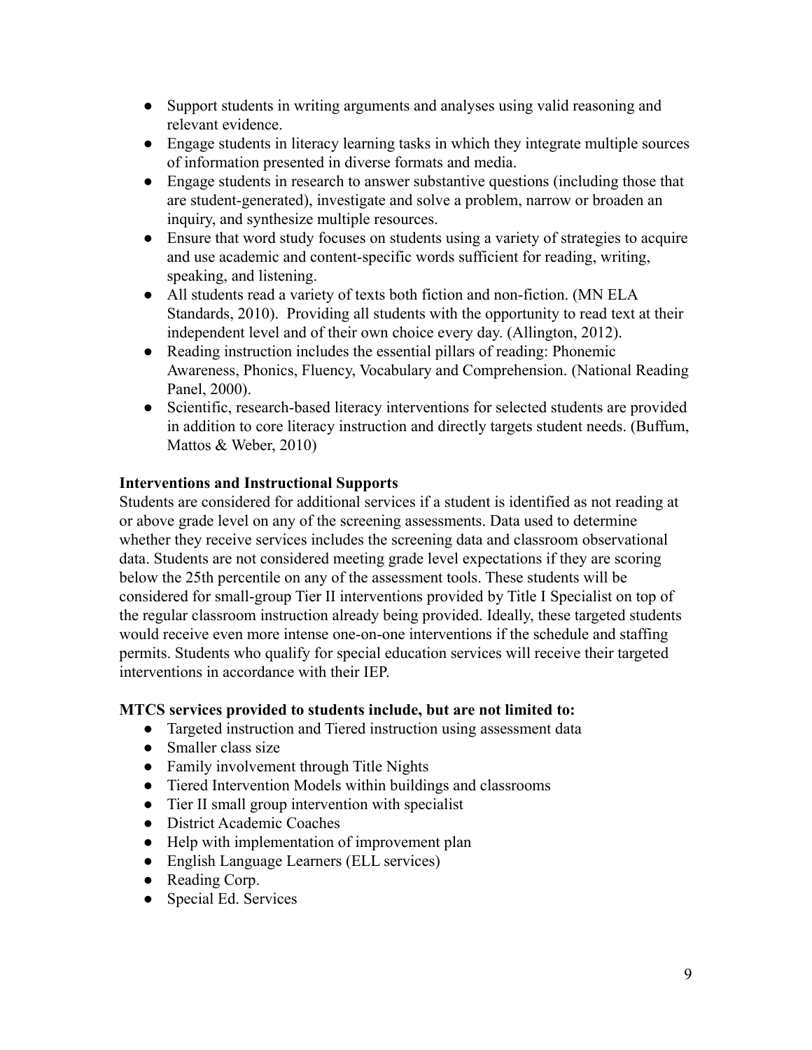- Support students in writing arguments and analyses using valid reasoning and relevant evidence.
- Engage students in literacy learning tasks in which they integrate multiple sources of information presented in diverse formats and media.
- Engage students in research to answer substantive questions (including those that are student-generated), investigate and solve a problem, narrow or broaden an inquiry, and synthesize multiple resources.
- Ensure that word study focuses on students using a variety of strategies to acquire and use academic and content-specific words sufficient for reading, writing, speaking, and listening.
- All students read a variety of texts both fiction and non-fiction. (MN ELA Standards, 2010). Providing all students with the opportunity to read text at their independent level and of their own choice every day. (Allington, 2012).
- Reading instruction includes the essential pillars of reading: Phonemic Awareness, Phonics, Fluency, Vocabulary and Comprehension. (National Reading Panel, 2000).
- Scientific, research-based literacy interventions for selected students are provided in addition to core literacy instruction and directly targets student needs. (Buffum, Mattos & Weber, 2010)

**Interventions and Instructional Supports**

Students are considered for additional services if a student is identified as not reading at or above grade level on any of the screening assessments. Data used to determine whether they receive services includes the screening data and classroom observational data. Students are not considered meeting grade level expectations if they are scoring below the 25th percentile on any of the assessment tools. These students will be considered for small-group Tier II interventions provided by Title I Specialist on top of the regular classroom instruction already being provided. Ideally, these targeted students would receive even more intense one-on-one interventions if the schedule and staffing permits. Students who qualify for special education services will receive their targeted interventions in accordance with their IEP.

**MTCS services provided to students include, but are not limited to:**

- Targeted instruction and Tiered instruction using assessment data
- Smaller class size
- Family involvement through Title Nights
- Tiered Intervention Models within buildings and classrooms
- Tier II small group intervention with specialist
- District Academic Coaches
- Help with implementation of improvement plan
- English Language Learners (ELL services)
- Reading Corp.
- Special Ed. Services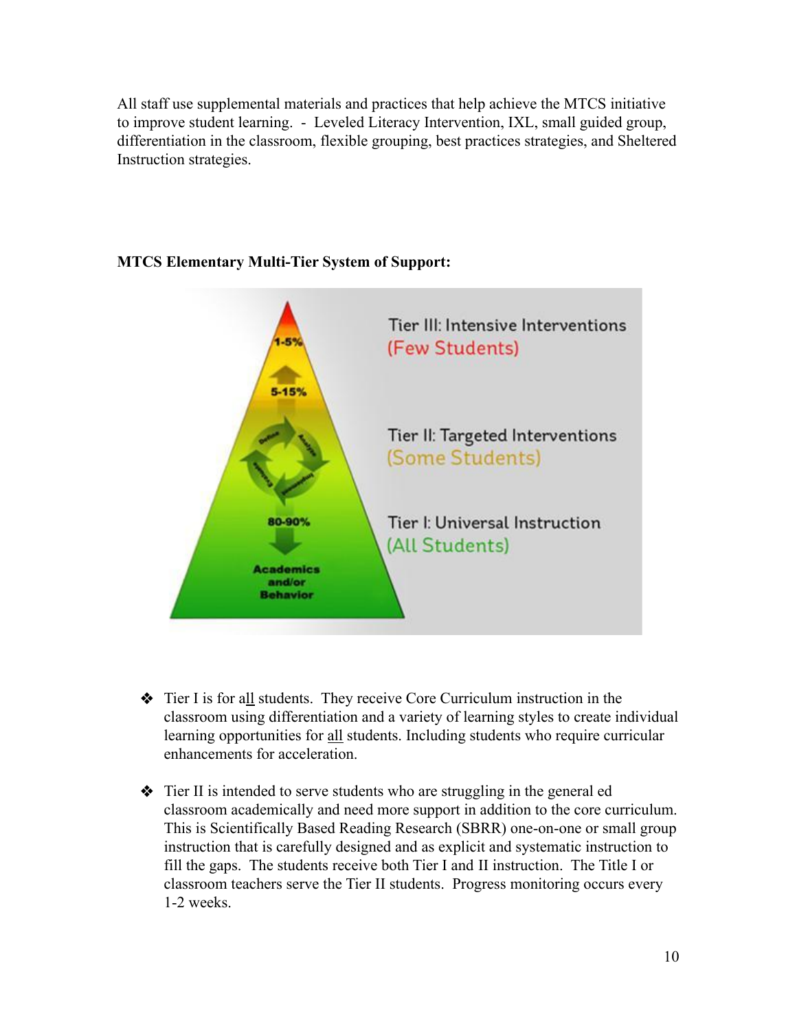All staff use supplemental materials and practices that help achieve the MTCS initiative to improve student learning. - Leveled Literacy Intervention, IXL, small guided group, differentiation in the classroom, flexible grouping, best practices strategies, and Sheltered Instruction strategies.

**MTCS Elementary Multi-Tier System of Support:**

- Tier I is for all students. They receive Core Curriculum instruction in the classroom using differentiation and a variety of learning styles to create individual learning opportunities for all students. Including students who require curricular enhancements for acceleration.
- Tier II is intended to serve students who are struggling in the general ed classroom academically and need more support in addition to the core curriculum. This is Scientifically Based Reading Research (SBRR) one-on-one or small group instruction that is carefully designed and as explicit and systematic instruction to fill the gaps. The students receive both Tier I and II instruction. The Title I or classroom teachers serve the Tier II students. Progress monitoring occurs every 1-2 weeks.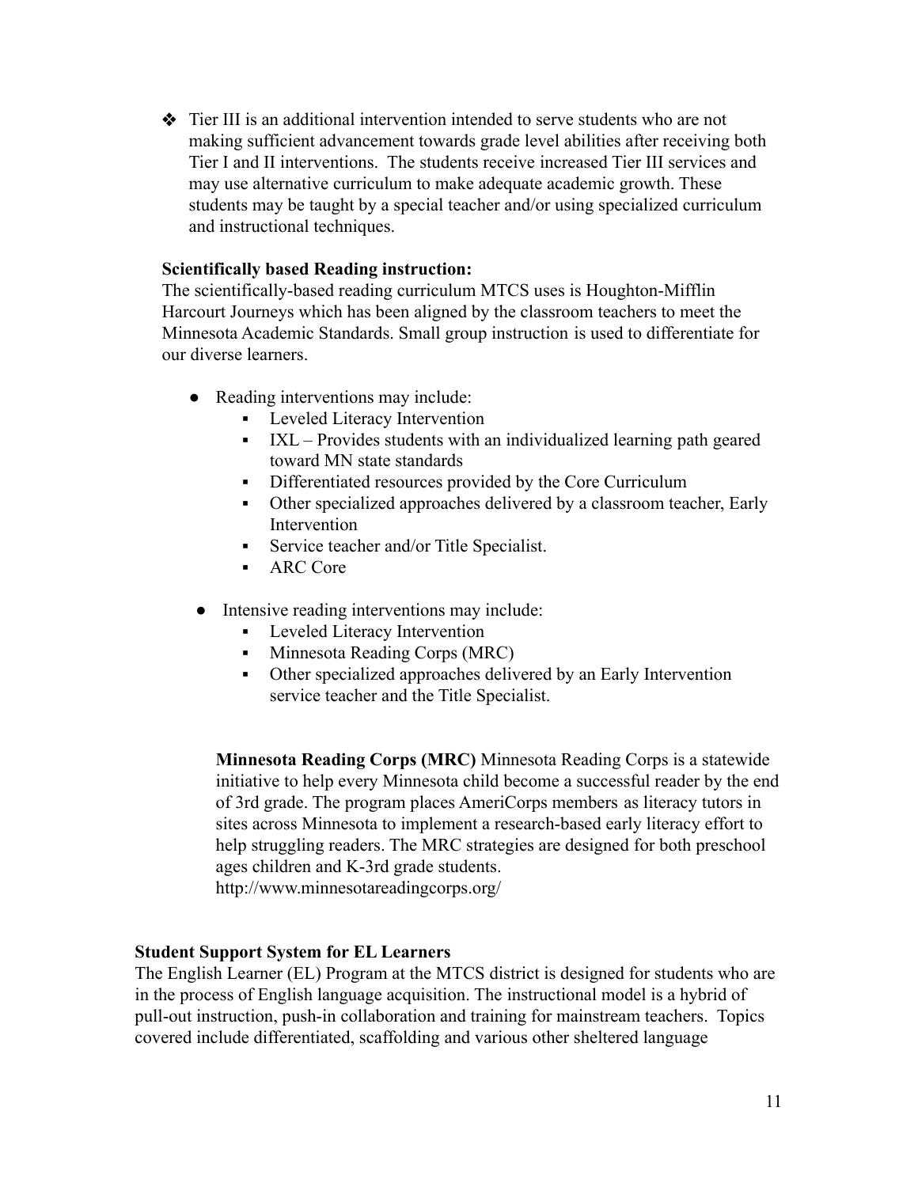- Tier III is an additional intervention intended to serve students who are not making sufficient advancement towards grade level abilities after receiving both Tier I and II interventions. The students receive increased Tier III services and may use alternative curriculum to make adequate academic growth. These students may be taught by a special teacher and/or using specialized curriculum and instructional techniques.

**Scientifically based Reading instruction:**
The scientifically-based reading curriculum MTCS uses is Houghton-Mifflin Harcourt Journeys which has been aligned by the classroom teachers to meet the Minnesota Academic Standards. Small group instruction is used to differentiate for our diverse learners.

- Reading interventions may include:
  - Leveled Literacy Intervention
  - IXL – Provides students with an individualized learning path geared toward MN state standards
  - Differentiated resources provided by the Core Curriculum
  - Other specialized approaches delivered by a classroom teacher, Early Intervention
  - Service teacher and/or Title Specialist.
  - ARC Core

- Intensive reading interventions may include:
  - Leveled Literacy Intervention
  - Minnesota Reading Corps (MRC)
  - Other specialized approaches delivered by an Early Intervention service teacher and the Title Specialist.

**Minnesota Reading Corps (MRC)** Minnesota Reading Corps is a statewide initiative to help every Minnesota child become a successful reader by the end of 3rd grade. The program places AmeriCorps members as literacy tutors in sites across Minnesota to implement a research-based early literacy effort to help struggling readers. The MRC strategies are designed for both preschool ages children and K-3rd grade students.
http://www.minnesotareadingcorps.org/

**Student Support System for EL Learners**
The English Learner (EL) Program at the MTCS district is designed for students who are in the process of English language acquisition. The instructional model is a hybrid of pull-out instruction, push-in collaboration and training for mainstream teachers. Topics covered include differentiated, scaffolding and various other sheltered language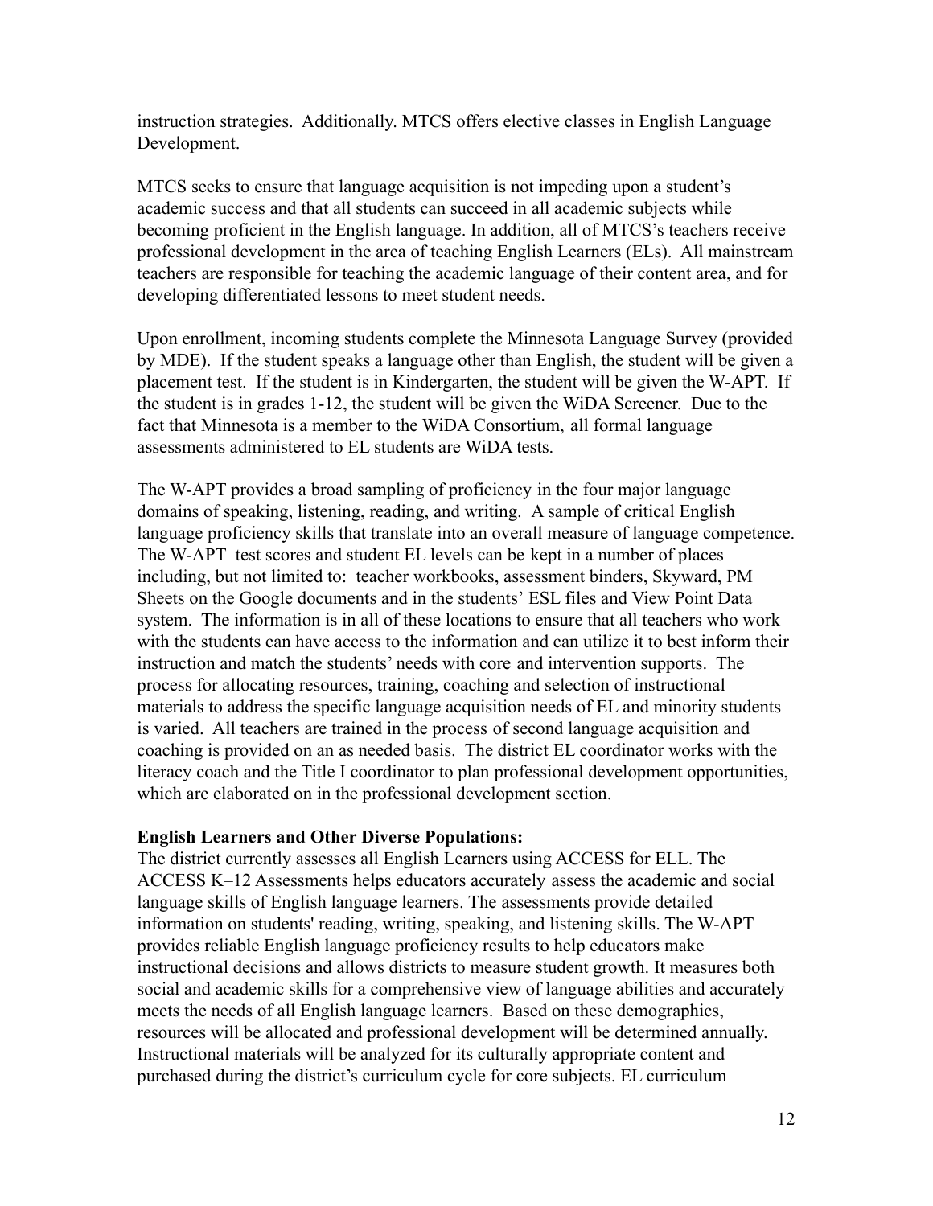instruction strategies. Additionally. MTCS offers elective classes in English Language Development.

MTCS seeks to ensure that language acquisition is not impeding upon a student's academic success and that all students can succeed in all academic subjects while becoming proficient in the English language. In addition, all of MTCS's teachers receive professional development in the area of teaching English Learners (ELs). All mainstream teachers are responsible for teaching the academic language of their content area, and for developing differentiated lessons to meet student needs.

Upon enrollment, incoming students complete the Minnesota Language Survey (provided by MDE). If the student speaks a language other than English, the student will be given a placement test. If the student is in Kindergarten, the student will be given the W-APT. If the student is in grades 1-12, the student will be given the WiDA Screener. Due to the fact that Minnesota is a member to the WiDA Consortium, all formal language assessments administered to EL students are WiDA tests.

The W-APT provides a broad sampling of proficiency in the four major language domains of speaking, listening, reading, and writing. A sample of critical English language proficiency skills that translate into an overall measure of language competence. The W-APT test scores and student EL levels can be kept in a number of places including, but not limited to: teacher workbooks, assessment binders, Skyward, PM Sheets on the Google documents and in the students' ESL files and View Point Data system. The information is in all of these locations to ensure that all teachers who work with the students can have access to the information and can utilize it to best inform their instruction and match the students' needs with core and intervention supports. The process for allocating resources, training, coaching and selection of instructional materials to address the specific language acquisition needs of EL and minority students is varied. All teachers are trained in the process of second language acquisition and coaching is provided on an as needed basis. The district EL coordinator works with the literacy coach and the Title I coordinator to plan professional development opportunities, which are elaborated on in the professional development section.

**English Learners and Other Diverse Populations:**
The district currently assesses all English Learners using ACCESS for ELL. The ACCESS K–12 Assessments helps educators accurately assess the academic and social language skills of English language learners. The assessments provide detailed information on students' reading, writing, speaking, and listening skills. The W-APT provides reliable English language proficiency results to help educators make instructional decisions and allows districts to measure student growth. It measures both social and academic skills for a comprehensive view of language abilities and accurately meets the needs of all English language learners. Based on these demographics, resources will be allocated and professional development will be determined annually. Instructional materials will be analyzed for its culturally appropriate content and purchased during the district's curriculum cycle for core subjects. EL curriculum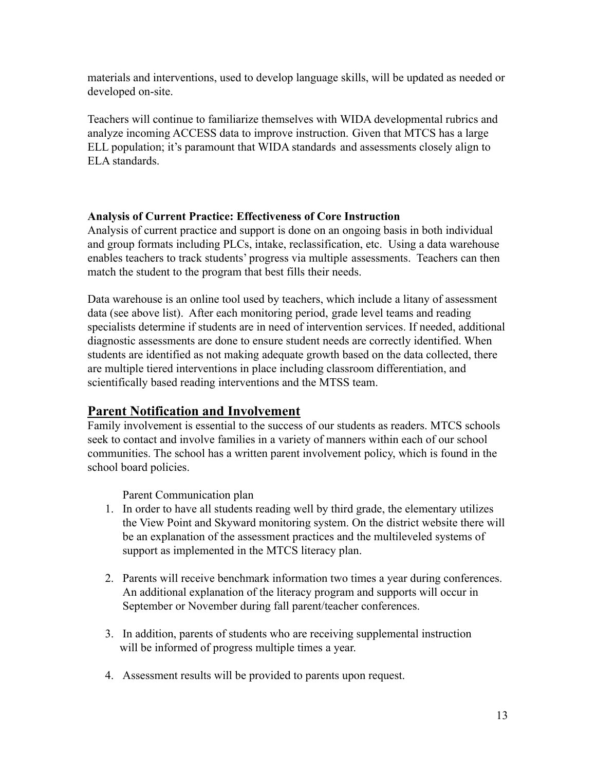materials and interventions, used to develop language skills, will be updated as needed or developed on-site.

Teachers will continue to familiarize themselves with WIDA developmental rubrics and analyze incoming ACCESS data to improve instruction. Given that MTCS has a large ELL population; it's paramount that WIDA standards and assessments closely align to ELA standards.

**Analysis of Current Practice: Effectiveness of Core Instruction**

Analysis of current practice and support is done on an ongoing basis in both individual and group formats including PLCs, intake, reclassification, etc. Using a data warehouse enables teachers to track students' progress via multiple assessments. Teachers can then match the student to the program that best fills their needs.

Data warehouse is an online tool used by teachers, which include a litany of assessment data (see above list). After each monitoring period, grade level teams and reading specialists determine if students are in need of intervention services. If needed, additional diagnostic assessments are done to ensure student needs are correctly identified. When students are identified as not making adequate growth based on the data collected, there are multiple tiered interventions in place including classroom differentiation, and scientifically based reading interventions and the MTSS team.

## Parent Notification and Involvement

Family involvement is essential to the success of our students as readers. MTCS schools seek to contact and involve families in a variety of manners within each of our school communities. The school has a written parent involvement policy, which is found in the school board policies.

Parent Communication plan

1. In order to have all students reading well by third grade, the elementary utilizes the View Point and Skyward monitoring system. On the district website there will be an explanation of the assessment practices and the multileveled systems of support as implemented in the MTCS literacy plan.

2. Parents will receive benchmark information two times a year during conferences. An additional explanation of the literacy program and supports will occur in September or November during fall parent/teacher conferences.

3. In addition, parents of students who are receiving supplemental instruction will be informed of progress multiple times a year.

4. Assessment results will be provided to parents upon request.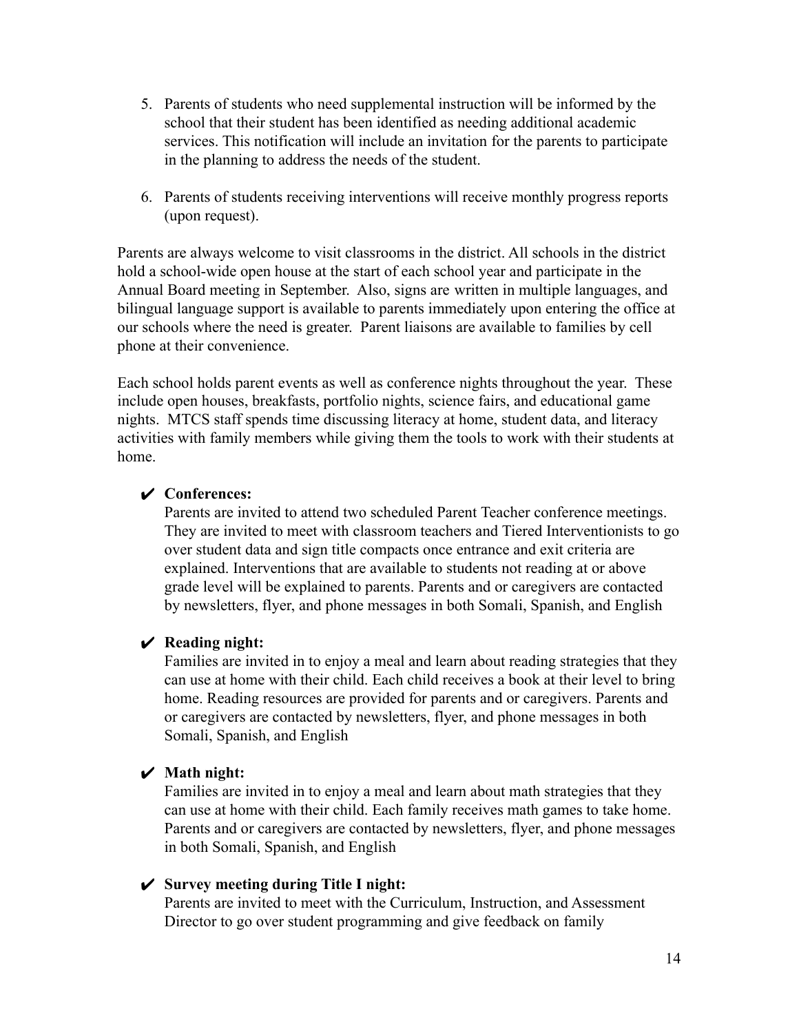5. Parents of students who need supplemental instruction will be informed by the school that their student has been identified as needing additional academic services. This notification will include an invitation for the parents to participate in the planning to address the needs of the student.

6. Parents of students receiving interventions will receive monthly progress reports (upon request).

Parents are always welcome to visit classrooms in the district. All schools in the district hold a school-wide open house at the start of each school year and participate in the Annual Board meeting in September. Also, signs are written in multiple languages, and bilingual language support is available to parents immediately upon entering the office at our schools where the need is greater. Parent liaisons are available to families by cell phone at their convenience.

Each school holds parent events as well as conference nights throughout the year. These include open houses, breakfasts, portfolio nights, science fairs, and educational game nights. MTCS staff spends time discussing literacy at home, student data, and literacy activities with family members while giving them the tools to work with their students at home.

- ✔ **Conferences:**
  Parents are invited to attend two scheduled Parent Teacher conference meetings. They are invited to meet with classroom teachers and Tiered Interventionists to go over student data and sign title compacts once entrance and exit criteria are explained. Interventions that are available to students not reading at or above grade level will be explained to parents. Parents and or caregivers are contacted by newsletters, flyer, and phone messages in both Somali, Spanish, and English

- ✔ **Reading night:**
  Families are invited in to enjoy a meal and learn about reading strategies that they can use at home with their child. Each child receives a book at their level to bring home. Reading resources are provided for parents and or caregivers. Parents and or caregivers are contacted by newsletters, flyer, and phone messages in both Somali, Spanish, and English

- ✔ **Math night:**
  Families are invited in to enjoy a meal and learn about math strategies that they can use at home with their child. Each family receives math games to take home. Parents and or caregivers are contacted by newsletters, flyer, and phone messages in both Somali, Spanish, and English

- ✔ **Survey meeting during Title I night:**
  Parents are invited to meet with the Curriculum, Instruction, and Assessment Director to go over student programming and give feedback on family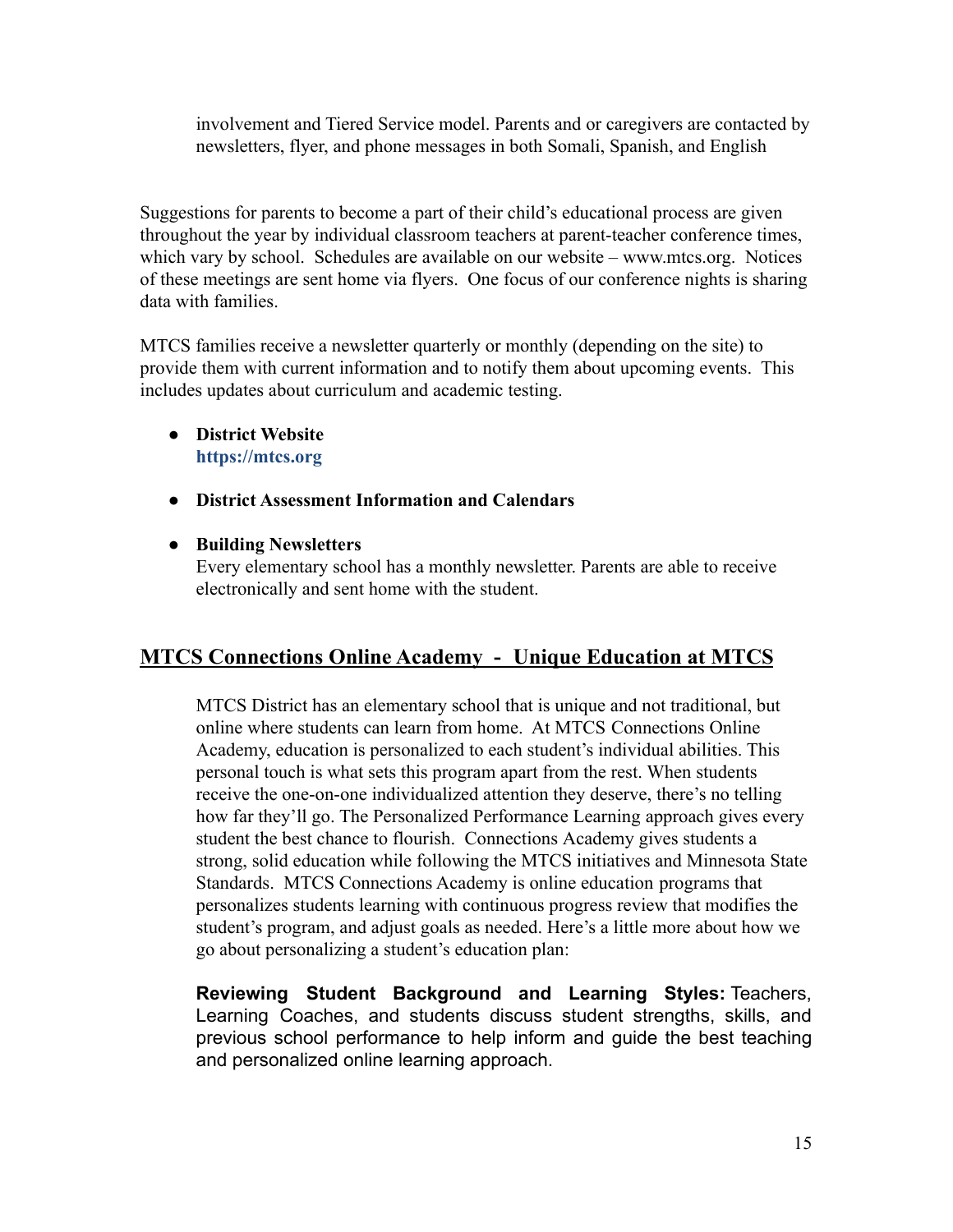involvement and Tiered Service model. Parents and or caregivers are contacted by newsletters, flyer, and phone messages in both Somali, Spanish, and English

Suggestions for parents to become a part of their child's educational process are given throughout the year by individual classroom teachers at parent-teacher conference times, which vary by school. Schedules are available on our website – www.mtcs.org. Notices of these meetings are sent home via flyers. One focus of our conference nights is sharing data with families.

MTCS families receive a newsletter quarterly or monthly (depending on the site) to provide them with current information and to notify them about upcoming events. This includes updates about curriculum and academic testing.

- **District Website**
  **https://mtcs.org**
- **District Assessment Information and Calendars**
- **Building Newsletters**
  Every elementary school has a monthly newsletter. Parents are able to receive electronically and sent home with the student.

## MTCS Connections Online Academy - Unique Education at MTCS

MTCS District has an elementary school that is unique and not traditional, but online where students can learn from home. At MTCS Connections Online Academy, education is personalized to each student's individual abilities. This personal touch is what sets this program apart from the rest. When students receive the one-on-one individualized attention they deserve, there's no telling how far they'll go. The Personalized Performance Learning approach gives every student the best chance to flourish. Connections Academy gives students a strong, solid education while following the MTCS initiatives and Minnesota State Standards. MTCS Connections Academy is online education programs that personalizes students learning with continuous progress review that modifies the student's program, and adjust goals as needed. Here's a little more about how we go about personalizing a student's education plan:

**Reviewing Student Background and Learning Styles:** Teachers, Learning Coaches, and students discuss student strengths, skills, and previous school performance to help inform and guide the best teaching and personalized online learning approach.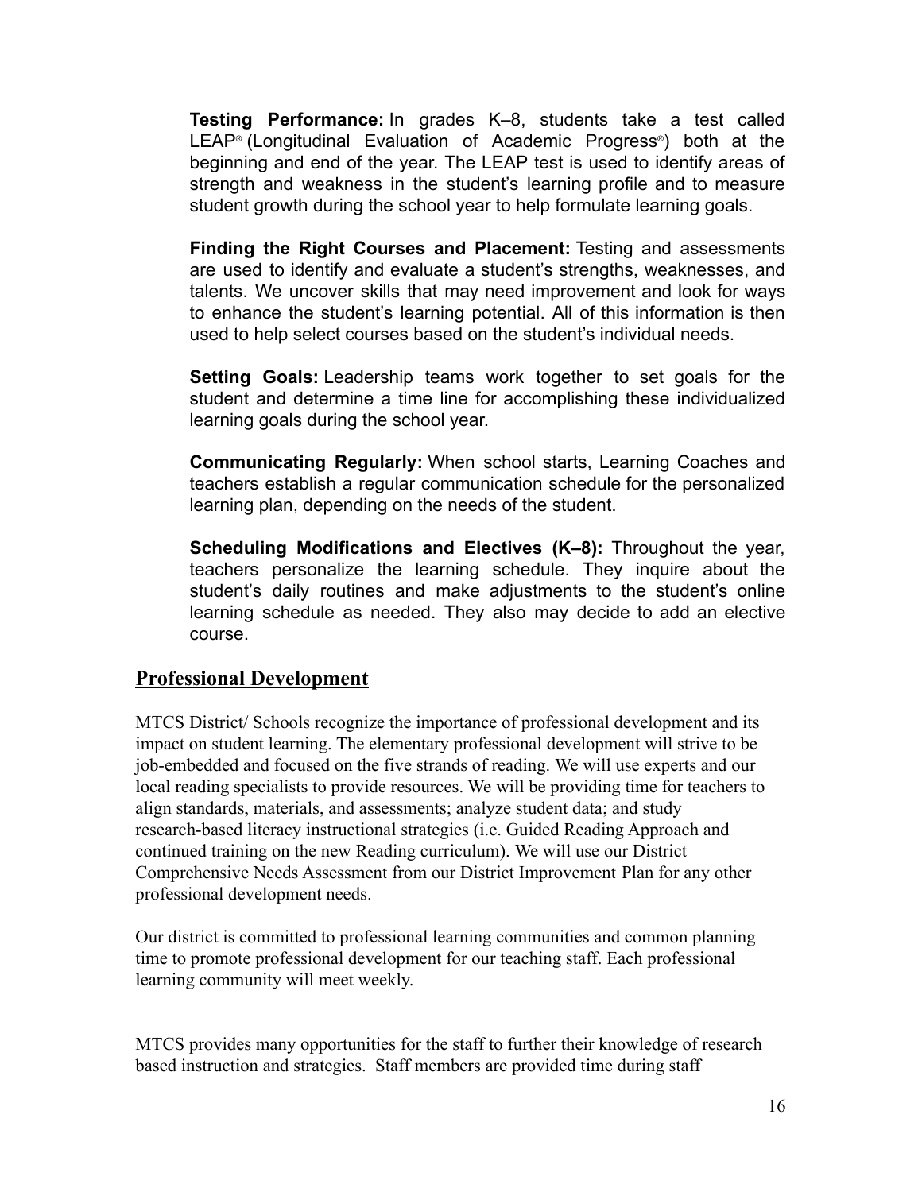**Testing Performance:** In grades K–8, students take a test called LEAP® (Longitudinal Evaluation of Academic Progress®) both at the beginning and end of the year. The LEAP test is used to identify areas of strength and weakness in the student's learning profile and to measure student growth during the school year to help formulate learning goals.

**Finding the Right Courses and Placement:** Testing and assessments are used to identify and evaluate a student's strengths, weaknesses, and talents. We uncover skills that may need improvement and look for ways to enhance the student's learning potential. All of this information is then used to help select courses based on the student's individual needs.

**Setting Goals:** Leadership teams work together to set goals for the student and determine a time line for accomplishing these individualized learning goals during the school year.

**Communicating Regularly:** When school starts, Learning Coaches and teachers establish a regular communication schedule for the personalized learning plan, depending on the needs of the student.

**Scheduling Modifications and Electives (K–8):** Throughout the year, teachers personalize the learning schedule. They inquire about the student's daily routines and make adjustments to the student's online learning schedule as needed. They also may decide to add an elective course.

## Professional Development

MTCS District/ Schools recognize the importance of professional development and its impact on student learning. The elementary professional development will strive to be job-embedded and focused on the five strands of reading. We will use experts and our local reading specialists to provide resources. We will be providing time for teachers to align standards, materials, and assessments; analyze student data; and study research-based literacy instructional strategies (i.e. Guided Reading Approach and continued training on the new Reading curriculum). We will use our District Comprehensive Needs Assessment from our District Improvement Plan for any other professional development needs.

Our district is committed to professional learning communities and common planning time to promote professional development for our teaching staff. Each professional learning community will meet weekly.

MTCS provides many opportunities for the staff to further their knowledge of research based instruction and strategies. Staff members are provided time during staff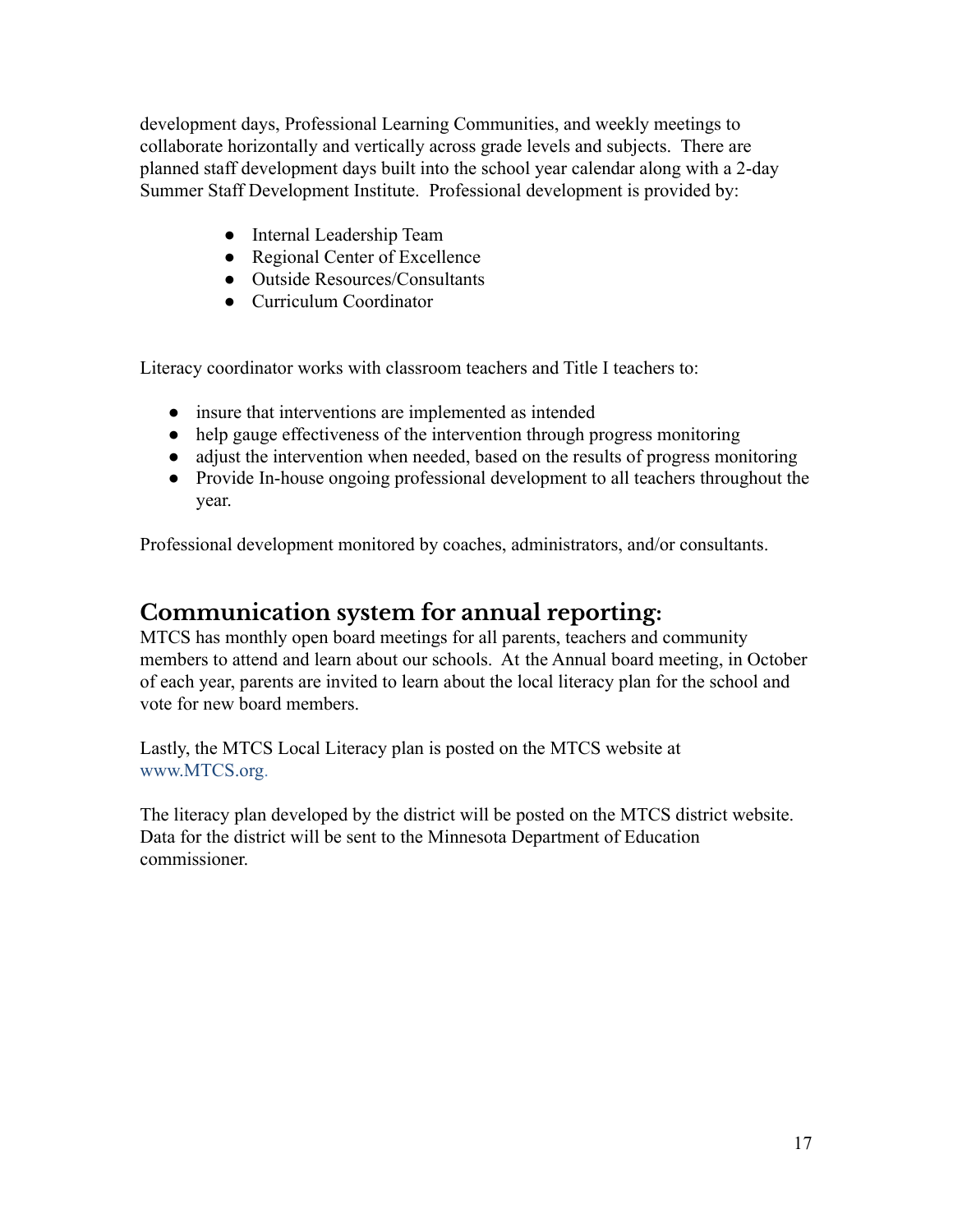development days, Professional Learning Communities, and weekly meetings to collaborate horizontally and vertically across grade levels and subjects. There are planned staff development days built into the school year calendar along with a 2-day Summer Staff Development Institute. Professional development is provided by:

- Internal Leadership Team
- Regional Center of Excellence
- Outside Resources/Consultants
- Curriculum Coordinator

Literacy coordinator works with classroom teachers and Title I teachers to:

- insure that interventions are implemented as intended
- help gauge effectiveness of the intervention through progress monitoring
- adjust the intervention when needed, based on the results of progress monitoring
- Provide In-house ongoing professional development to all teachers throughout the year.

Professional development monitored by coaches, administrators, and/or consultants.

## Communication system for annual reporting:

MTCS has monthly open board meetings for all parents, teachers and community members to attend and learn about our schools. At the Annual board meeting, in October of each year, parents are invited to learn about the local literacy plan for the school and vote for new board members.

Lastly, the MTCS Local Literacy plan is posted on the MTCS website at www.MTCS.org.

The literacy plan developed by the district will be posted on the MTCS district website. Data for the district will be sent to the Minnesota Department of Education commissioner.